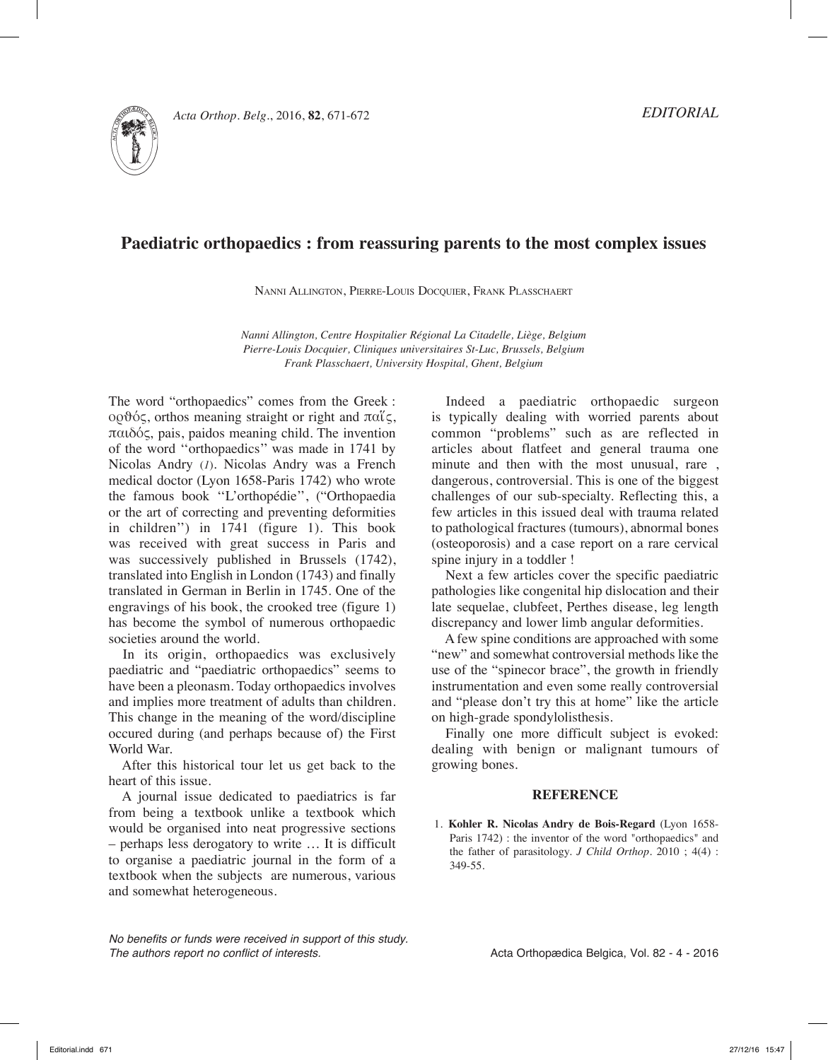EDITORIAL

# Paediatric orthopaedics : from reassuring parents to the most complex issues

Nanni Allington, Pierre-Louis Docquier, Frank Plasschaert

*Nanni Allington, Centre Hospitalier Régional La Citadelle, Liège, Belgium*
*Pierre-Louis Docquier, Cliniques universitaires St-Luc, Brussels, Belgium*
*Frank Plasschaert, University Hospital, Ghent, Belgium*

The word "orthopaedics" comes from the Greek : ορθός, orthos meaning straight or right and παῖς, παιδός, pais, paidos meaning child. The invention of the word ''orthopaedics'' was made in 1741 by Nicolas Andry (*1*). Nicolas Andry was a French medical doctor (Lyon 1658-Paris 1742) who wrote the famous book ''L'orthopédie'', (''Orthopaedia or the art of correcting and preventing deformities in children'') in 1741 (figure 1). This book was received with great success in Paris and was successively published in Brussels (1742), translated into English in London (1743) and finally translated in German in Berlin in 1745. One of the engravings of his book, the crooked tree (figure 1) has become the symbol of numerous orthopaedic societies around the world.

In its origin, orthopaedics was exclusively paediatric and "paediatric orthopaedics" seems to have been a pleonasm. Today orthopaedics involves and implies more treatment of adults than children. This change in the meaning of the word/discipline occured during (and perhaps because of) the First World War.

After this historical tour let us get back to the heart of this issue.

A journal issue dedicated to paediatrics is far from being a textbook unlike a textbook which would be organised into neat progressive sections – perhaps less derogatory to write … It is difficult to organise a paediatric journal in the form of a textbook when the subjects are numerous, various and somewhat heterogeneous.

Indeed a paediatric orthopaedic surgeon is typically dealing with worried parents about common "problems" such as are reflected in articles about flatfeet and general trauma one minute and then with the most unusual, rare , dangerous, controversial. This is one of the biggest challenges of our sub-specialty. Reflecting this, a few articles in this issued deal with trauma related to pathological fractures (tumours), abnormal bones (osteoporosis) and a case report on a rare cervical spine injury in a toddler !

Next a few articles cover the specific paediatric pathologies like congenital hip dislocation and their late sequelae, clubfeet, Perthes disease, leg length discrepancy and lower limb angular deformities.

A few spine conditions are approached with some "new" and somewhat controversial methods like the use of the "spinecor brace", the growth in friendly instrumentation and even some really controversial and "please don't try this at home" like the article on high-grade spondylolisthesis.

Finally one more difficult subject is evoked: dealing with benign or malignant tumours of growing bones.

## REFERENCE

1. **Kohler R. Nicolas Andry de Bois-Regard** (Lyon 1658-Paris 1742) : the inventor of the word "orthopaedics" and the father of parasitology. *J Child Orthop*. 2010 ; 4(4) : 349-55.

*No benefits or funds were received in support of this study.*
*The authors report no conflict of interests.*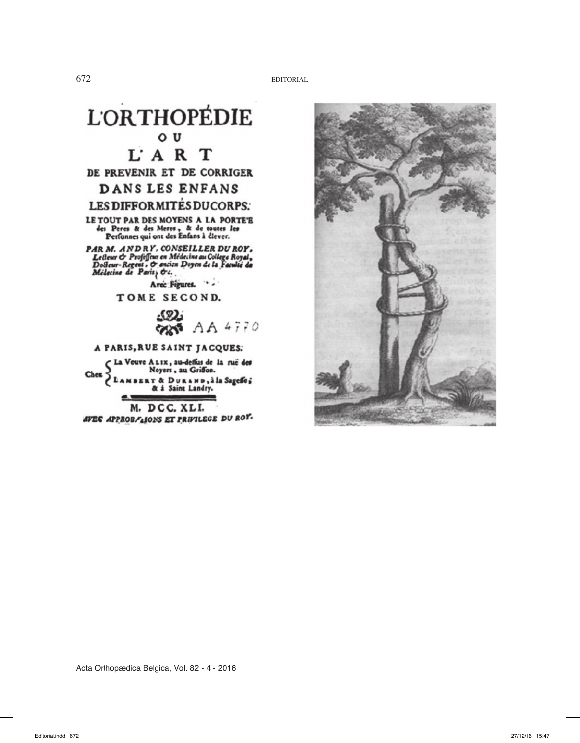# L'ORTHOPÉDIE

OU

# L'ART

DE PREVENIR ET DE CORRIGER

DANS LES ENFANS

LES DIFFORMITÉS DU CORPS.

LE TOUT PAR DES MOYENS A LA PORTE'E des Peres & des Meres, & de toutes les Personnes qui ont des Enfans à élever.

*PAR M. ANDRY, CONSEILLER DU ROY, Lecteur & Professeur en Médecine au College Royal, Docteur-Regent, & ancien Doyen de la Faculté de Médecine de Paris, &c.*

Avec Figures.

TOME SECOND.

AA 4770

A PARIS, RUE SAINT JACQUES.

Chez { La Veuve ALIX, au-dessus de la rue des Noyers, au Griffon.
LAMBERT & DURAND, à la Sagesse; & à Saint Landry.

M. DCC. XLI.

*AVEC APPROBATIONS ET PRIVILEGE DU ROY.*